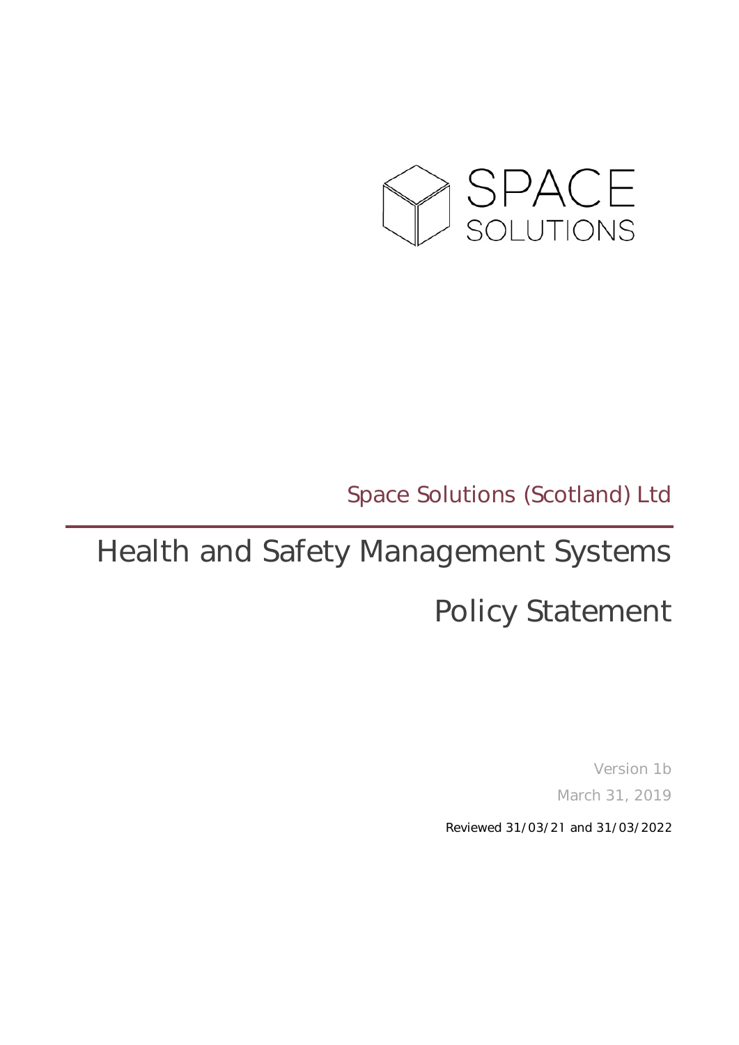SPACE SOLUTIONS

Space Solutions (Scotland) Ltd

# Health and Safety Management Systems

# Policy Statement

Version 1b

March 31, 2019

Reviewed 31/03/21 and 31/03/2022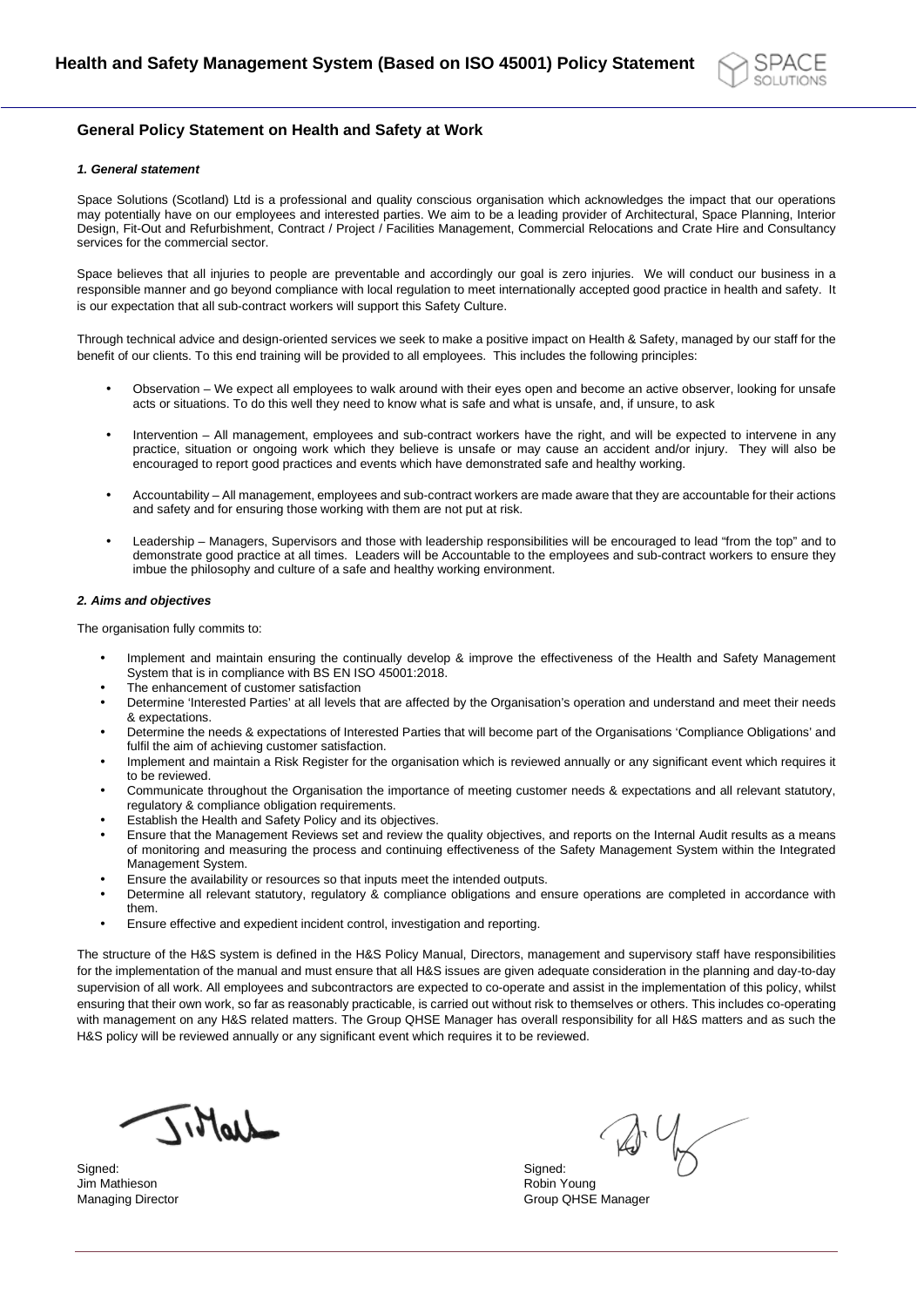# Health and Safety Management System (Based on ISO 45001) Policy Statement

## General Policy Statement on Health and Safety at Work

***1. General statement***

Space Solutions (Scotland) Ltd is a professional and quality conscious organisation which acknowledges the impact that our operations may potentially have on our employees and interested parties. We aim to be a leading provider of Architectural, Space Planning, Interior Design, Fit-Out and Refurbishment, Contract / Project / Facilities Management, Commercial Relocations and Crate Hire and Consultancy services for the commercial sector.

Space believes that all injuries to people are preventable and accordingly our goal is zero injuries. We will conduct our business in a responsible manner and go beyond compliance with local regulation to meet internationally accepted good practice in health and safety. It is our expectation that all sub-contract workers will support this Safety Culture.

Through technical advice and design-oriented services we seek to make a positive impact on Health & Safety, managed by our staff for the benefit of our clients. To this end training will be provided to all employees. This includes the following principles:

- Observation – We expect all employees to walk around with their eyes open and become an active observer, looking for unsafe acts or situations. To do this well they need to know what is safe and what is unsafe, and, if unsure, to ask
- Intervention – All management, employees and sub-contract workers have the right, and will be expected to intervene in any practice, situation or ongoing work which they believe is unsafe or may cause an accident and/or injury. They will also be encouraged to report good practices and events which have demonstrated safe and healthy working.
- Accountability – All management, employees and sub-contract workers are made aware that they are accountable for their actions and safety and for ensuring those working with them are not put at risk.
- Leadership – Managers, Supervisors and those with leadership responsibilities will be encouraged to lead "from the top" and to demonstrate good practice at all times. Leaders will be Accountable to the employees and sub-contract workers to ensure they imbue the philosophy and culture of a safe and healthy working environment.

***2. Aims and objectives***

The organisation fully commits to:

- Implement and maintain ensuring the continually develop & improve the effectiveness of the Health and Safety Management System that is in compliance with BS EN ISO 45001:2018.
- The enhancement of customer satisfaction
- Determine 'Interested Parties' at all levels that are affected by the Organisation's operation and understand and meet their needs & expectations.
- Determine the needs & expectations of Interested Parties that will become part of the Organisations 'Compliance Obligations' and fulfil the aim of achieving customer satisfaction.
- Implement and maintain a Risk Register for the organisation which is reviewed annually or any significant event which requires it to be reviewed.
- Communicate throughout the Organisation the importance of meeting customer needs & expectations and all relevant statutory, regulatory & compliance obligation requirements.
- Establish the Health and Safety Policy and its objectives.
- Ensure that the Management Reviews set and review the quality objectives, and reports on the Internal Audit results as a means of monitoring and measuring the process and continuing effectiveness of the Safety Management System within the Integrated Management System.
- Ensure the availability or resources so that inputs meet the intended outputs.
- Determine all relevant statutory, regulatory & compliance obligations and ensure operations are completed in accordance with them.
- Ensure effective and expedient incident control, investigation and reporting.

The structure of the H&S system is defined in the H&S Policy Manual, Directors, management and supervisory staff have responsibilities for the implementation of the manual and must ensure that all H&S issues are given adequate consideration in the planning and day-to-day supervision of all work. All employees and subcontractors are expected to co-operate and assist in the implementation of this policy, whilst ensuring that their own work, so far as reasonably practicable, is carried out without risk to themselves or others. This includes co-operating with management on any H&S related matters. The Group QHSE Manager has overall responsibility for all H&S matters and as such the H&S policy will be reviewed annually or any significant event which requires it to be reviewed.

Signed:
Jim Mathieson
Managing Director

Signed:
Robin Young
Group QHSE Manager